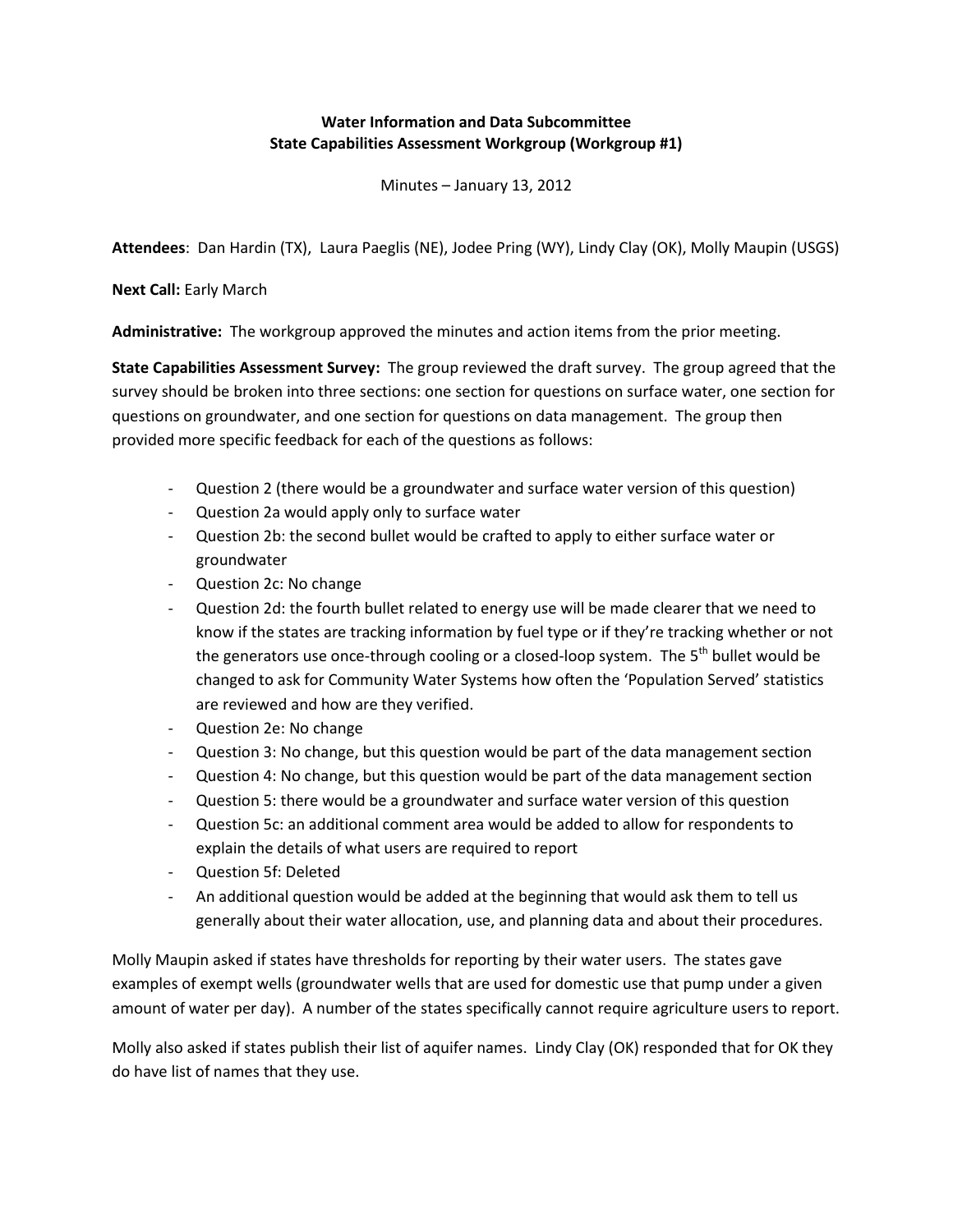**Water Information and Data Subcommittee**
**State Capabilities Assessment Workgroup (Workgroup #1)**

Minutes – January 13, 2012

**Attendees**: Dan Hardin (TX), Laura Paeglis (NE), Jodee Pring (WY), Lindy Clay (OK), Molly Maupin (USGS)

**Next Call:** Early March

**Administrative:** The workgroup approved the minutes and action items from the prior meeting.

**State Capabilities Assessment Survey:** The group reviewed the draft survey. The group agreed that the survey should be broken into three sections: one section for questions on surface water, one section for questions on groundwater, and one section for questions on data management. The group then provided more specific feedback for each of the questions as follows:

- Question 2 (there would be a groundwater and surface water version of this question)
- Question 2a would apply only to surface water
- Question 2b: the second bullet would be crafted to apply to either surface water or groundwater
- Question 2c: No change
- Question 2d: the fourth bullet related to energy use will be made clearer that we need to know if the states are tracking information by fuel type or if they're tracking whether or not the generators use once-through cooling or a closed-loop system. The 5th bullet would be changed to ask for Community Water Systems how often the 'Population Served' statistics are reviewed and how are they verified.
- Question 2e: No change
- Question 3: No change, but this question would be part of the data management section
- Question 4: No change, but this question would be part of the data management section
- Question 5: there would be a groundwater and surface water version of this question
- Question 5c: an additional comment area would be added to allow for respondents to explain the details of what users are required to report
- Question 5f: Deleted
- An additional question would be added at the beginning that would ask them to tell us generally about their water allocation, use, and planning data and about their procedures.

Molly Maupin asked if states have thresholds for reporting by their water users. The states gave examples of exempt wells (groundwater wells that are used for domestic use that pump under a given amount of water per day). A number of the states specifically cannot require agriculture users to report.

Molly also asked if states publish their list of aquifer names. Lindy Clay (OK) responded that for OK they do have list of names that they use.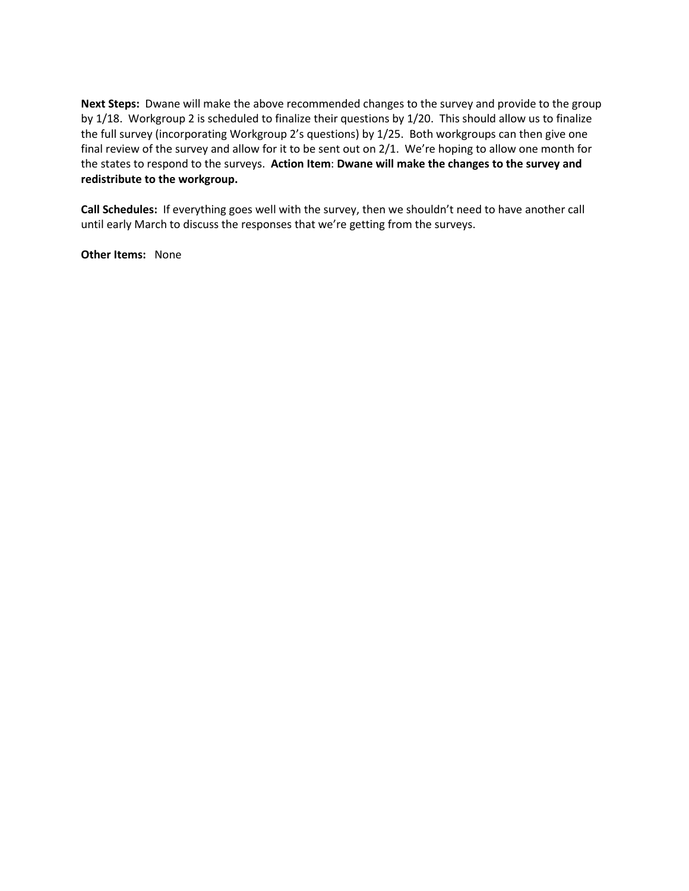**Next Steps:** Dwane will make the above recommended changes to the survey and provide to the group by 1/18. Workgroup 2 is scheduled to finalize their questions by 1/20. This should allow us to finalize the full survey (incorporating Workgroup 2's questions) by 1/25. Both workgroups can then give one final review of the survey and allow for it to be sent out on 2/1. We're hoping to allow one month for the states to respond to the surveys. **Action Item**: **Dwane will make the changes to the survey and redistribute to the workgroup.**

**Call Schedules:** If everything goes well with the survey, then we shouldn't need to have another call until early March to discuss the responses that we're getting from the surveys.

**Other Items:** None